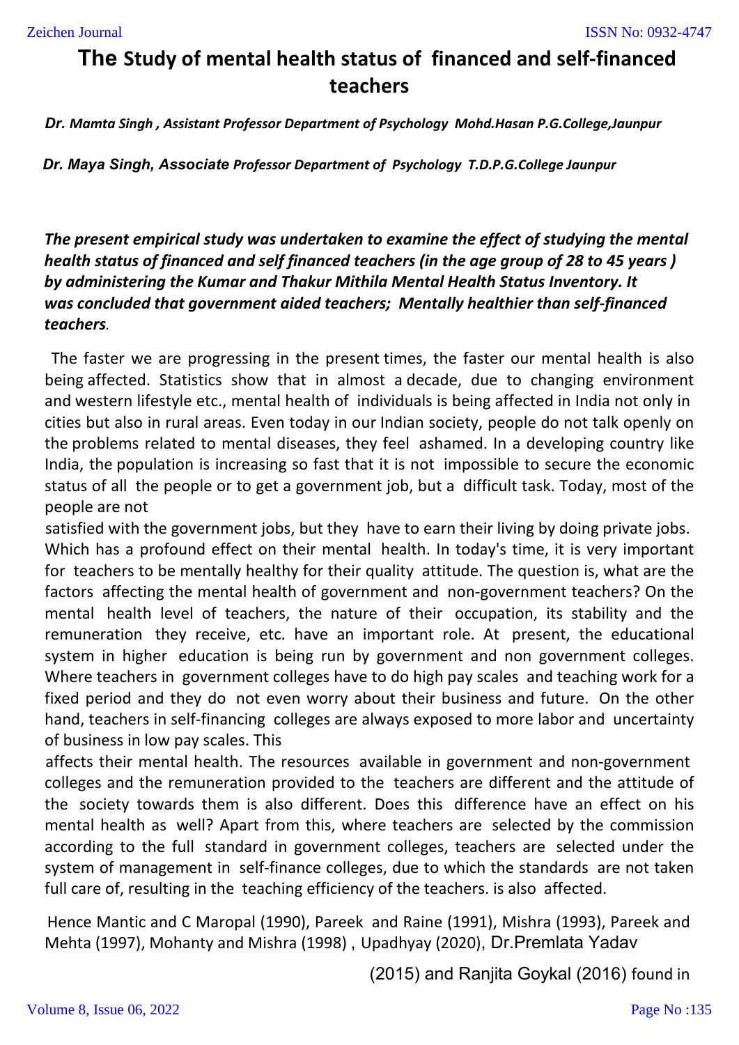# The Study of mental health status of financed and self-financed teachers

***Dr. Mamta Singh , Assistant Professor Department of Psychology Mohd.Hasan P.G.College,Jaunpur***

***Dr. Maya Singh, Associate Professor Department of Psychology T.D.P.G.College Jaunpur***

***The present empirical study was undertaken to examine the effect of studying the mental health status of financed and self financed teachers (in the age group of 28 to 45 years ) by administering the Kumar and Thakur Mithila Mental Health Status Inventory. It was concluded that government aided teachers; Mentally healthier than self-financed teachers.***

The faster we are progressing in the present times, the faster our mental health is also being affected. Statistics show that in almost a decade, due to changing environment and western lifestyle etc., mental health of individuals is being affected in India not only in cities but also in rural areas. Even today in our Indian society, people do not talk openly on the problems related to mental diseases, they feel ashamed. In a developing country like India, the population is increasing so fast that it is not impossible to secure the economic status of all the people or to get a government job, but a difficult task. Today, most of the people are not satisfied with the government jobs, but they have to earn their living by doing private jobs. Which has a profound effect on their mental health. In today's time, it is very important for teachers to be mentally healthy for their quality attitude. The question is, what are the factors affecting the mental health of government and non-government teachers? On the mental health level of teachers, the nature of their occupation, its stability and the remuneration they receive, etc. have an important role. At present, the educational system in higher education is being run by government and non government colleges. Where teachers in government colleges have to do high pay scales and teaching work for a fixed period and they do not even worry about their business and future. On the other hand, teachers in self-financing colleges are always exposed to more labor and uncertainty of business in low pay scales. This affects their mental health. The resources available in government and non-government colleges and the remuneration provided to the teachers are different and the attitude of the society towards them is also different. Does this difference have an effect on his mental health as well? Apart from this, where teachers are selected by the commission according to the full standard in government colleges, teachers are selected under the system of management in self-finance colleges, due to which the standards are not taken full care of, resulting in the teaching efficiency of the teachers. is also affected.

Hence Mantic and C Maropal (1990), Pareek and Raine (1991), Mishra (1993), Pareek and Mehta (1997), Mohanty and Mishra (1998) , Upadhyay (2020), Dr.Premlata Yadav (2015) and Ranjita Goykal (2016) found in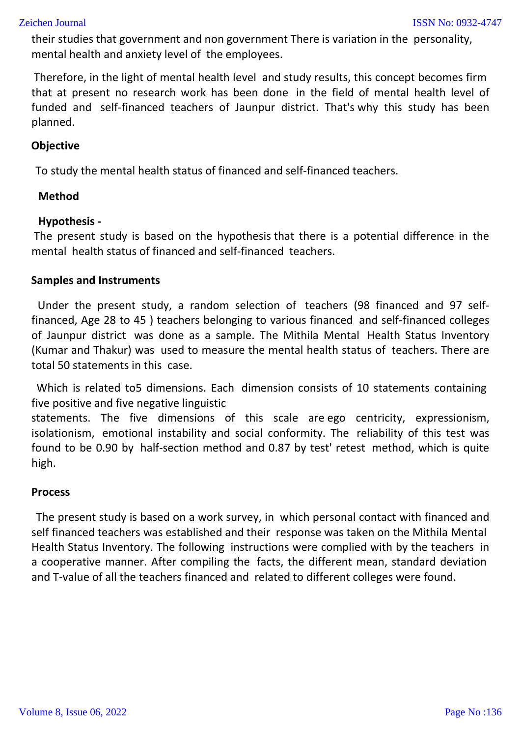their studies that government and non government There is variation in the personality, mental health and anxiety level of the employees.

Therefore, in the light of mental health level and study results, this concept becomes firm that at present no research work has been done in the field of mental health level of funded and self-financed teachers of Jaunpur district. That's why this study has been planned.

**Objective**

To study the mental health status of financed and self-financed teachers.

**Method**

**Hypothesis -**

The present study is based on the hypothesis that there is a potential difference in the mental health status of financed and self-financed teachers.

**Samples and Instruments**

Under the present study, a random selection of teachers (98 financed and 97 self-financed, Age 28 to 45 ) teachers belonging to various financed and self-financed colleges of Jaunpur district was done as a sample. The Mithila Mental Health Status Inventory (Kumar and Thakur) was used to measure the mental health status of teachers. There are total 50 statements in this case.

Which is related to5 dimensions. Each dimension consists of 10 statements containing five positive and five negative linguistic statements. The five dimensions of this scale are ego centricity, expressionism, isolationism, emotional instability and social conformity. The reliability of this test was found to be 0.90 by half-section method and 0.87 by test' retest method, which is quite high.

**Process**

The present study is based on a work survey, in which personal contact with financed and self financed teachers was established and their response was taken on the Mithila Mental Health Status Inventory. The following instructions were complied with by the teachers in a cooperative manner. After compiling the facts, the different mean, standard deviation and T-value of all the teachers financed and related to different colleges were found.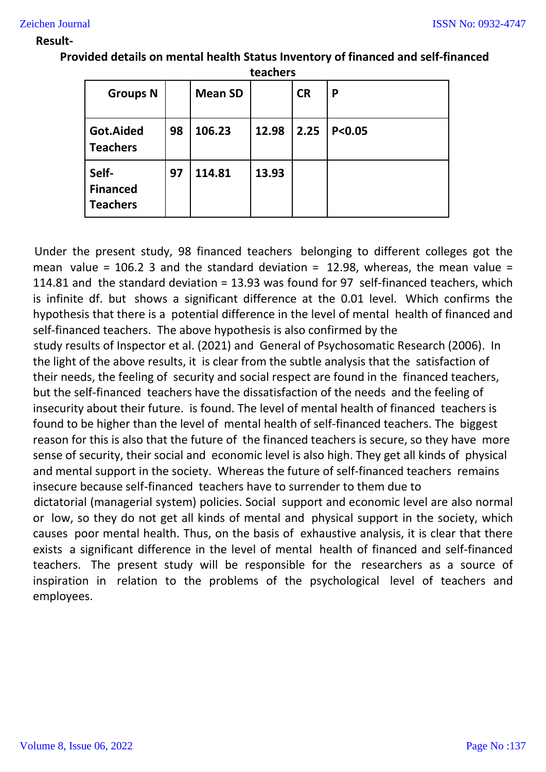**Result-**

**Provided details on mental health Status Inventory of financed and self-financed teachers**

| Groups N | | Mean SD | | CR | P |
|---|---|---|---|---|---|
| **Got.Aided Teachers** | **98** | **106.23** | **12.98** | **2.25** | **P<0.05** |
| **Self-Financed Teachers** | **97** | **114.81** | **13.93** | | |

Under the present study, 98 financed teachers belonging to different colleges got the mean value = 106.2 3 and the standard deviation = 12.98, whereas, the mean value = 114.81 and the standard deviation = 13.93 was found for 97 self-financed teachers, which is infinite df. but shows a significant difference at the 0.01 level. Which confirms the hypothesis that there is a potential difference in the level of mental health of financed and self-financed teachers. The above hypothesis is also confirmed by the study results of Inspector et al. (2021) and General of Psychosomatic Research (2006). In the light of the above results, it is clear from the subtle analysis that the satisfaction of their needs, the feeling of security and social respect are found in the financed teachers, but the self-financed teachers have the dissatisfaction of the needs and the feeling of insecurity about their future. is found. The level of mental health of financed teachers is found to be higher than the level of mental health of self-financed teachers. The biggest reason for this is also that the future of the financed teachers is secure, so they have more sense of security, their social and economic level is also high. They get all kinds of physical and mental support in the society. Whereas the future of self-financed teachers remains insecure because self-financed teachers have to surrender to them due to dictatorial (managerial system) policies. Social support and economic level are also normal or low, so they do not get all kinds of mental and physical support in the society, which causes poor mental health. Thus, on the basis of exhaustive analysis, it is clear that there exists a significant difference in the level of mental health of financed and self-financed teachers. The present study will be responsible for the researchers as a source of inspiration in relation to the problems of the psychological level of teachers and employees.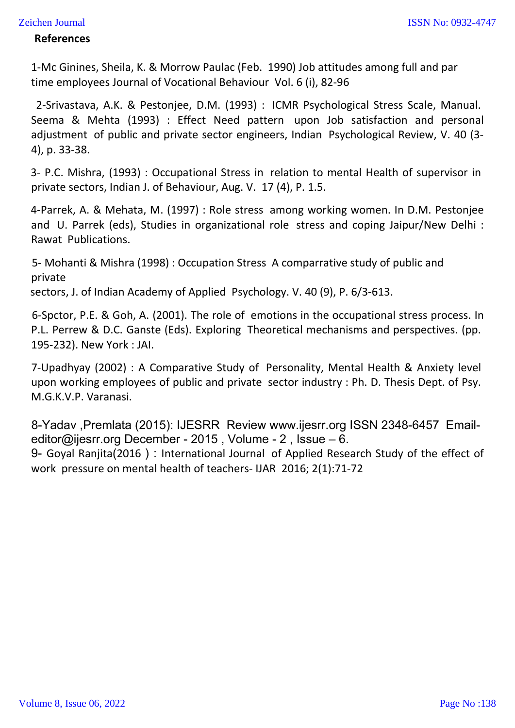## References

1-Mc Ginines, Sheila, K. & Morrow Paulac (Feb. 1990) Job attitudes among full and par time employees Journal of Vocational Behaviour Vol. 6 (i), 82-96

2-Srivastava, A.K. & Pestonjee, D.M. (1993) : ICMR Psychological Stress Scale, Manual. Seema & Mehta (1993) : Effect Need pattern upon Job satisfaction and personal adjustment of public and private sector engineers, Indian Psychological Review, V. 40 (3-4), p. 33-38.

3- P.C. Mishra, (1993) : Occupational Stress in relation to mental Health of supervisor in private sectors, Indian J. of Behaviour, Aug. V. 17 (4), P. 1.5.

4-Parrek, A. & Mehata, M. (1997) : Role stress among working women. In D.M. Pestonjee and U. Parrek (eds), Studies in organizational role stress and coping Jaipur/New Delhi : Rawat Publications.

5- Mohanti & Mishra (1998) : Occupation Stress A comparrative study of public and private sectors, J. of Indian Academy of Applied Psychology. V. 40 (9), P. 6/3-613.

6-Spctor, P.E. & Goh, A. (2001). The role of emotions in the occupational stress process. In P.L. Perrew & D.C. Ganste (Eds). Exploring Theoretical mechanisms and perspectives. (pp. 195-232). New York : JAI.

7-Upadhyay (2002) : A Comparative Study of Personality, Mental Health & Anxiety level upon working employees of public and private sector industry : Ph. D. Thesis Dept. of Psy. M.G.K.V.P. Varanasi.

8-Yadav ,Premlata (2015): IJESRR Review www.ijesrr.org ISSN 2348-6457 Email-editor@ijesrr.org December - 2015 , Volume - 2 , Issue – 6.

9- Goyal Ranjita(2016 ) : International Journal of Applied Research Study of the effect of work pressure on mental health of teachers- IJAR 2016; 2(1):71-72